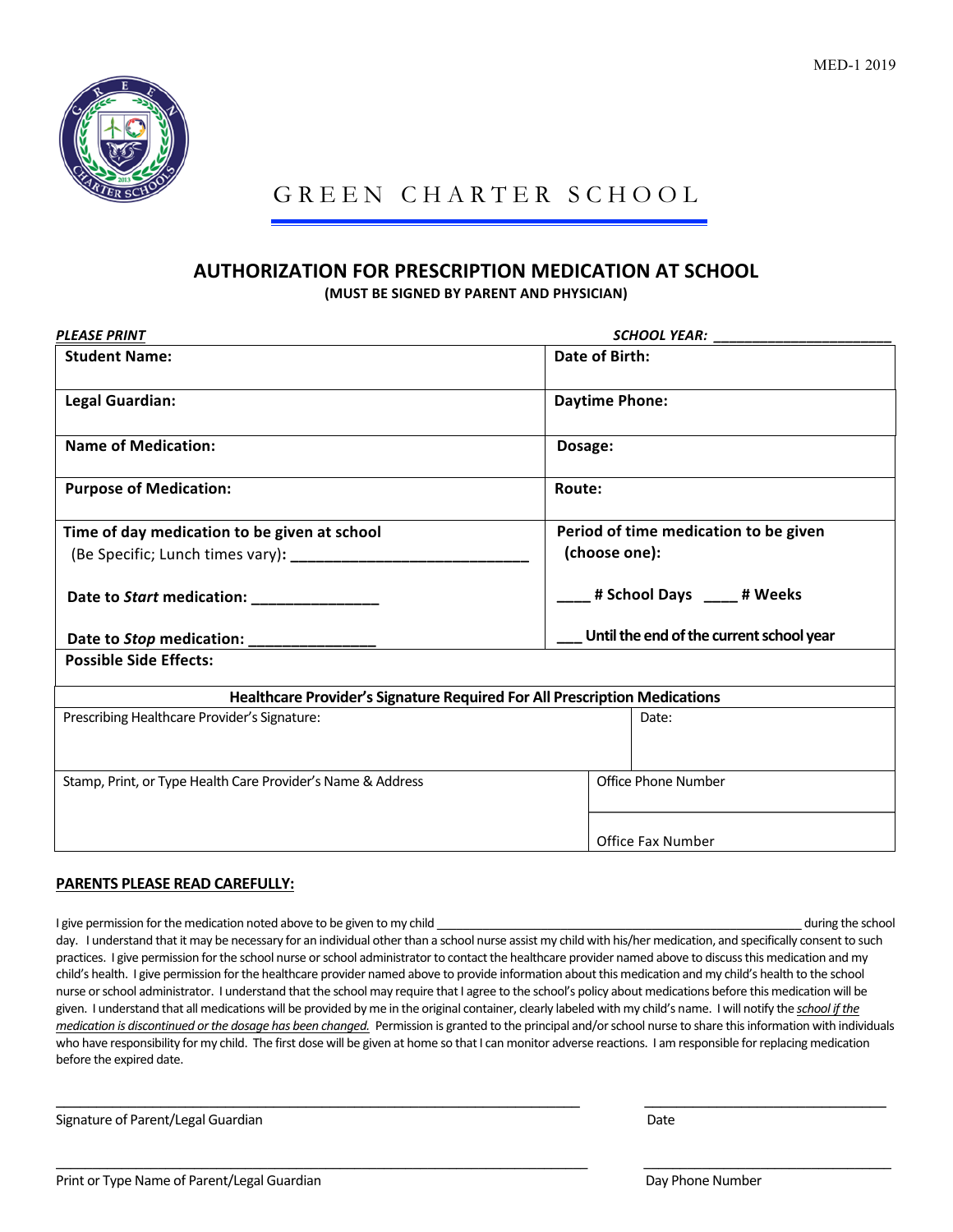MED-1 2019

# GREEN CHARTER SCHOOL

## AUTHORIZATION FOR PRESCRIPTION MEDICATION AT SCHOOL

**(MUST BE SIGNED BY PARENT AND PHYSICIAN)**

***PLEASE PRINT*** ***SCHOOL YEAR:*** ______________________

| | |
|---|---|
| **Student Name:** | **Date of Birth:** |
| **Legal Guardian:** | **Daytime Phone:** |
| **Name of Medication:** | **Dosage:** |
| **Purpose of Medication:** | **Route:** |
| **Time of day medication to be given at school** (Be Specific; Lunch times vary): ____________________________ **Date to *Start* medication:** _______________ **Date to *Stop* medication:** _______________ | **Period of time medication to be given (choose one):** ____ **# School Days** ____ **# Weeks** ___ **Until the end of the current school year** |
| **Possible Side Effects:** | |

| **Healthcare Provider's Signature Required For All Prescription Medications** | |
|---|---|
| Prescribing Healthcare Provider's Signature: | Date: |
| Stamp, Print, or Type Health Care Provider's Name & Address | Office Phone Number / Office Fax Number |

**PARENTS PLEASE READ CAREFULLY:**

I give permission for the medication noted above to be given to my child ______________________________________________________ during the school day. I understand that it may be necessary for an individual other than a school nurse assist my child with his/her medication, and specifically consent to such practices. I give permission for the school nurse or school administrator to contact the healthcare provider named above to discuss this medication and my child's health. I give permission for the healthcare provider named above to provide information about this medication and my child's health to the school nurse or school administrator. I understand that the school may require that I agree to the school's policy about medications before this medication will be given. I understand that all medications will be provided by me in the original container, clearly labeled with my child's name. I will notify the *school if the medication is discontinued or the dosage has been changed.* Permission is granted to the principal and/or school nurse to share this information with individuals who have responsibility for my child. The first dose will be given at home so that I can monitor adverse reactions. I am responsible for replacing medication before the expired date.

_______________________________________________________________ ________________________________

Signature of Parent/Legal Guardian Date

_______________________________________________________________ ________________________________

Print or Type Name of Parent/Legal Guardian Day Phone Number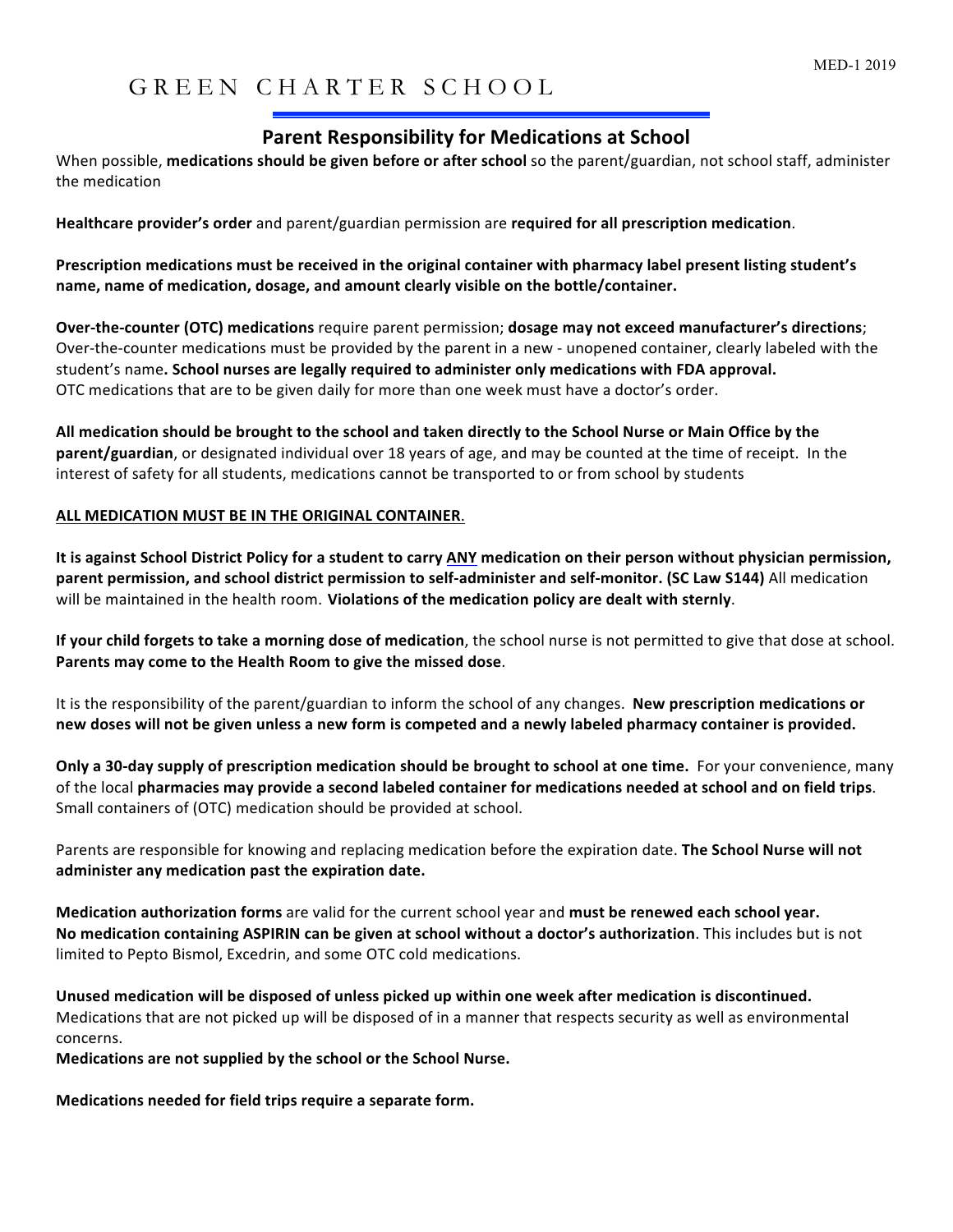MED-1 2019

# GREEN CHARTER SCHOOL

## Parent Responsibility for Medications at School

When possible, **medications should be given before or after school** so the parent/guardian, not school staff, administer the medication

**Healthcare provider's order** and parent/guardian permission are **required for all prescription medication**.

**Prescription medications must be received in the original container with pharmacy label present listing student's name, name of medication, dosage, and amount clearly visible on the bottle/container.**

**Over-the-counter (OTC) medications** require parent permission; **dosage may not exceed manufacturer's directions**; Over-the-counter medications must be provided by the parent in a new - unopened container, clearly labeled with the student's name**. School nurses are legally required to administer only medications with FDA approval.** OTC medications that are to be given daily for more than one week must have a doctor's order.

**All medication should be brought to the school and taken directly to the School Nurse or Main Office by the parent/guardian**, or designated individual over 18 years of age, and may be counted at the time of receipt. In the interest of safety for all students, medications cannot be transported to or from school by students

**ALL MEDICATION MUST BE IN THE ORIGINAL CONTAINER**.

**It is against School District Policy for a student to carry ANY medication on their person without physician permission, parent permission, and school district permission to self-administer and self-monitor. (SC Law S144)** All medication will be maintained in the health room. **Violations of the medication policy are dealt with sternly**.

**If your child forgets to take a morning dose of medication**, the school nurse is not permitted to give that dose at school. **Parents may come to the Health Room to give the missed dose**.

It is the responsibility of the parent/guardian to inform the school of any changes. **New prescription medications or new doses will not be given unless a new form is competed and a newly labeled pharmacy container is provided.**

**Only a 30-day supply of prescription medication should be brought to school at one time.** For your convenience, many of the local **pharmacies may provide a second labeled container for medications needed at school and on field trips**. Small containers of (OTC) medication should be provided at school.

Parents are responsible for knowing and replacing medication before the expiration date. **The School Nurse will not administer any medication past the expiration date.**

**Medication authorization forms** are valid for the current school year and **must be renewed each school year.**
**No medication containing ASPIRIN can be given at school without a doctor's authorization**. This includes but is not limited to Pepto Bismol, Excedrin, and some OTC cold medications.

**Unused medication will be disposed of unless picked up within one week after medication is discontinued.**
Medications that are not picked up will be disposed of in a manner that respects security as well as environmental concerns.
**Medications are not supplied by the school or the School Nurse.**

**Medications needed for field trips require a separate form.**